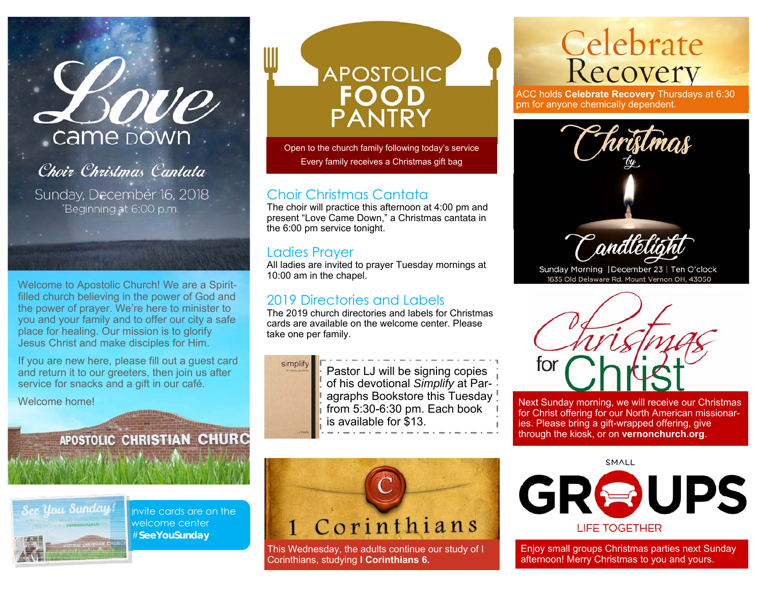# Love came Down

## Choir Christmas Cantata

Sunday, December 16, 2018
Beginning at 6:00 p.m.

Welcome to Apostolic Church! We are a Spirit-filled church believing in the power of God and the power of prayer. We're here to minister to you and your family and to offer our city a safe place for healing. Our mission is to glorify Jesus Christ and make disciples for Him.

If you are new here, please fill out a guest card and return it to our greeters, then join us after service for snacks and a gift in our café.

Welcome home!

APOSTOLIC CHRISTIAN CHURC

See You Sunday!

Invite cards are on the welcome center **#SeeYouSunday**

# APOSTOLIC FOOD PANTRY

Open to the church family following today's service
Every family receives a Christmas gift bag

## Choir Christmas Cantata

The choir will practice this afternoon at 4:00 pm and present "Love Came Down," a Christmas cantata in the 6:00 pm service tonight.

## Ladies Prayer

All ladies are invited to prayer Tuesday mornings at 10:00 am in the chapel.

## 2019 Directories and Labels

The 2019 church directories and labels for Christmas cards are available on the welcome center. Please take one per family.

simplify

Pastor LJ will be signing copies of his devotional *Simplify* at Paragraphs Bookstore this Tuesday from 5:30-6:30 pm. Each book is available for $13.

# 1 Corinthians

This Wednesday, the adults continue our study of I Corinthians, studying **I Corinthians 6.**

# Celebrate Recovery

ACC holds **Celebrate Recovery** Thursdays at 6:30 pm for anyone chemically dependent.

# Christmas by Candlelight

Sunday Morning | December 23 | Ten O'clock
1635 Old Delaware Rd. Mount Vernon OH, 43050

# Christmas for Christ

Next Sunday morning, we will receive our Christmas for Christ offering for our North American missionaries. Please bring a gift-wrapped offering, give through the kiosk, or on **vernonchurch.org**.

# SMALL GROUPS

LIFE TOGETHER

Enjoy small groups Christmas parties next Sunday afternoon! Merry Christmas to you and yours.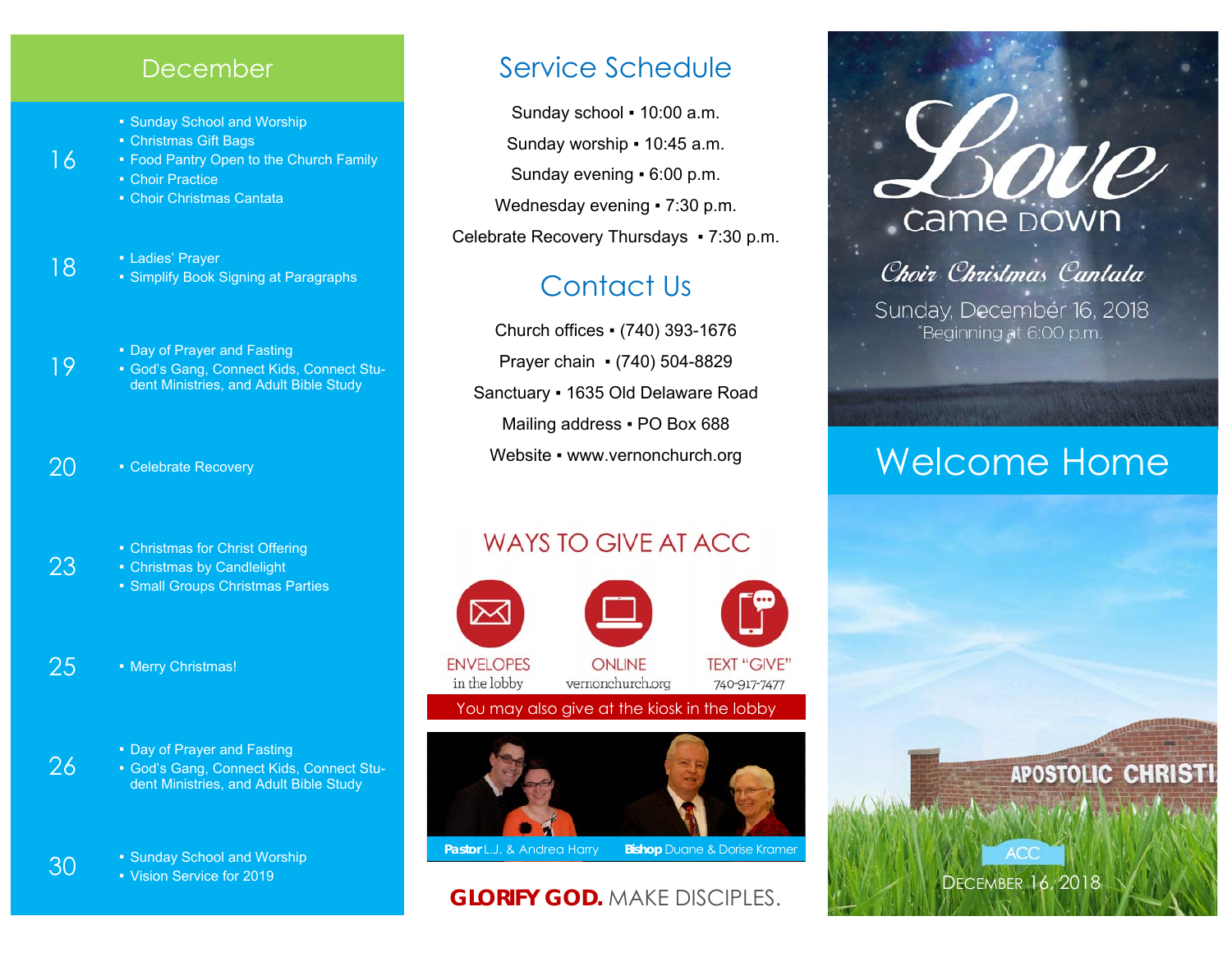## December

**16**
- Sunday School and Worship
- Christmas Gift Bags
- Food Pantry Open to the Church Family
- Choir Practice
- Choir Christmas Cantata

**18**
- Ladies' Prayer
- Simplify Book Signing at Paragraphs

**19**
- Day of Prayer and Fasting
- God's Gang, Connect Kids, Connect Student Ministries, and Adult Bible Study

**20**
- Celebrate Recovery

**23**
- Christmas for Christ Offering
- Christmas by Candlelight
- Small Groups Christmas Parties

**25**
- Merry Christmas!

**26**
- Day of Prayer and Fasting
- God's Gang, Connect Kids, Connect Student Ministries, and Adult Bible Study

**30**
- Sunday School and Worship
- Vision Service for 2019

## Service Schedule

Sunday school ▪ 10:00 a.m.

Sunday worship ▪ 10:45 a.m.

Sunday evening ▪ 6:00 p.m.

Wednesday evening ▪ 7:30 p.m.

Celebrate Recovery Thursdays ▪ 7:30 p.m.

## Contact Us

Church offices ▪ (740) 393-1676

Prayer chain ▪ (740) 504-8829

Sanctuary ▪ 1635 Old Delaware Road

Mailing address ▪ PO Box 688

Website ▪ www.vernonchurch.org

## WAYS TO GIVE AT ACC

ENVELOPES in the lobby

ONLINE vernonchurch.org

TEXT "GIVE" 740-917-7477

You may also give at the kiosk in the lobby

**Pastor** L.J. & Andrea Harry **Bishop** Duane & Dorise Kramer

**GLORIFY GOD.** MAKE DISCIPLES.

# Love came down

*Choir Christmas Cantata*

Sunday, December 16, 2018

Beginning at 6:00 p.m.

# Welcome Home

APOSTOLIC CHRISTI

ACC

December 16, 2018